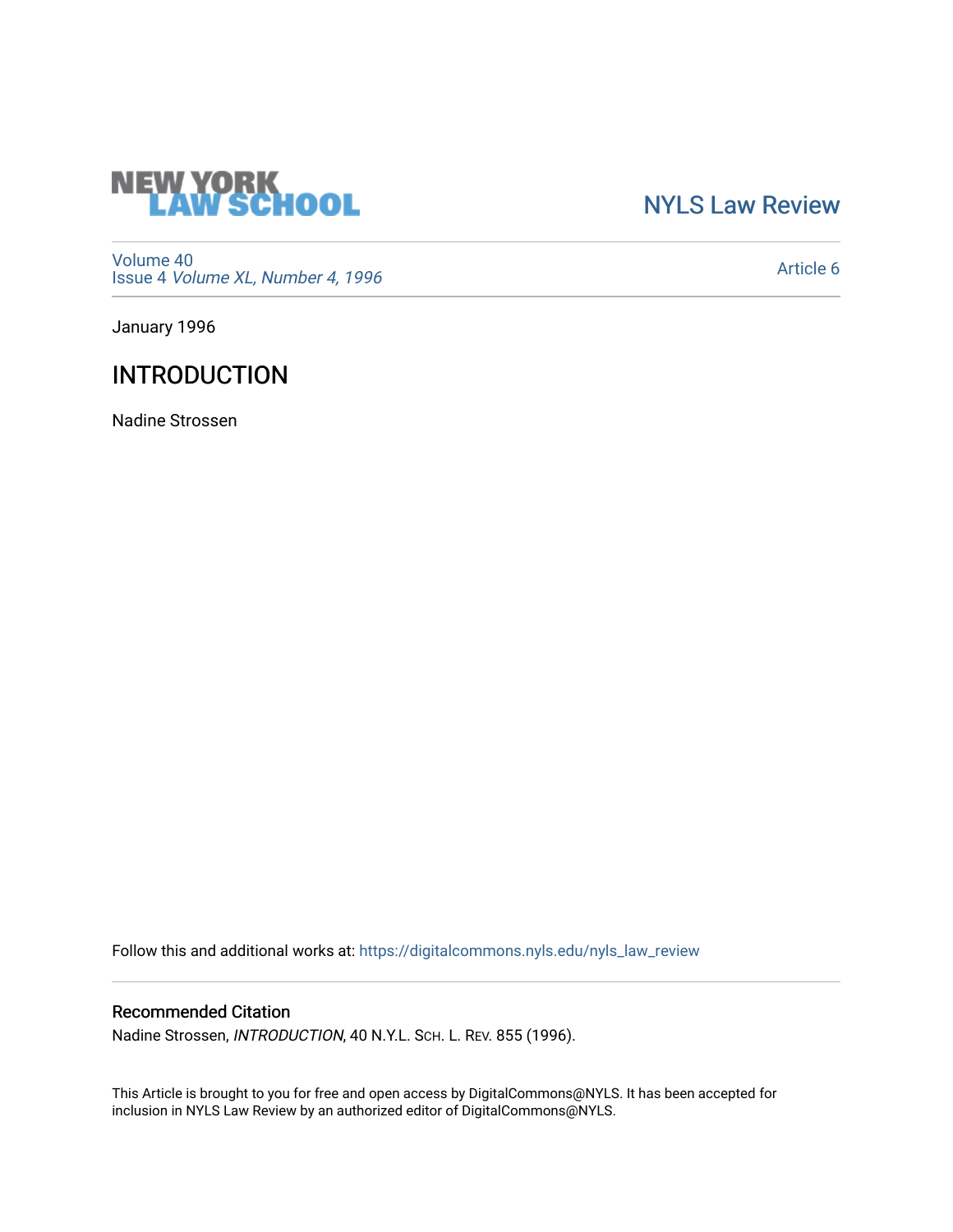NEW YORK LAW SCHOOL

NYLS Law Review

Volume 40
Issue 4 *Volume XL, Number 4, 1996*

Article 6

January 1996

# INTRODUCTION

Nadine Strossen

Follow this and additional works at: https://digitalcommons.nyls.edu/nyls_law_review

## Recommended Citation

Nadine Strossen, *INTRODUCTION*, 40 N.Y.L. SCH. L. REV. 855 (1996).

This Article is brought to you for free and open access by DigitalCommons@NYLS. It has been accepted for inclusion in NYLS Law Review by an authorized editor of DigitalCommons@NYLS.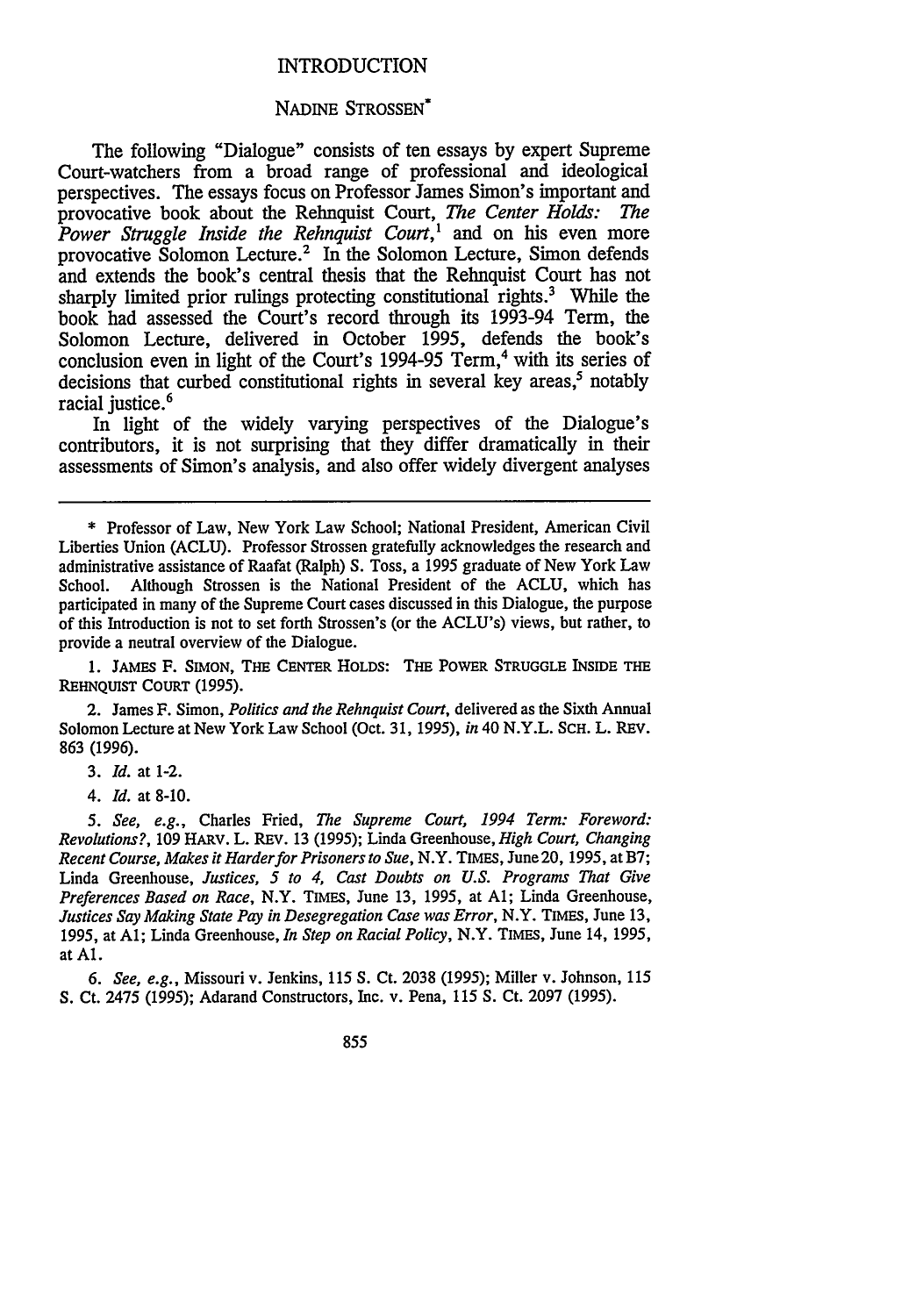# INTRODUCTION

## NADINE STROSSEN*

The following "Dialogue" consists of ten essays by expert Supreme Court-watchers from a broad range of professional and ideological perspectives. The essays focus on Professor James Simon's important and provocative book about the Rehnquist Court, *The Center Holds: The Power Struggle Inside the Rehnquist Court*,[1] and on his even more provocative Solomon Lecture.[2] In the Solomon Lecture, Simon defends and extends the book's central thesis that the Rehnquist Court has not sharply limited prior rulings protecting constitutional rights.[3] While the book had assessed the Court's record through its 1993-94 Term, the Solomon Lecture, delivered in October 1995, defends the book's conclusion even in light of the Court's 1994-95 Term,[4] with its series of decisions that curbed constitutional rights in several key areas,[5] notably racial justice.[6]

In light of the widely varying perspectives of the Dialogue's contributors, it is not surprising that they differ dramatically in their assessments of Simon's analysis, and also offer widely divergent analyses

---

\* Professor of Law, New York Law School; National President, American Civil Liberties Union (ACLU). Professor Strossen gratefully acknowledges the research and administrative assistance of Raafat (Ralph) S. Toss, a 1995 graduate of New York Law School. Although Strossen is the National President of the ACLU, which has participated in many of the Supreme Court cases discussed in this Dialogue, the purpose of this Introduction is not to set forth Strossen's (or the ACLU's) views, but rather, to provide a neutral overview of the Dialogue.

1. JAMES F. SIMON, THE CENTER HOLDS: THE POWER STRUGGLE INSIDE THE REHNQUIST COURT (1995).

2. James F. Simon, *Politics and the Rehnquist Court*, delivered as the Sixth Annual Solomon Lecture at New York Law School (Oct. 31, 1995), *in* 40 N.Y.L. SCH. L. REV. 863 (1996).

3. *Id.* at 1-2.

4. *Id.* at 8-10.

5. *See, e.g.*, Charles Fried, *The Supreme Court, 1994 Term: Foreword: Revolutions?*, 109 HARV. L. REV. 13 (1995); Linda Greenhouse, *High Court, Changing Recent Course, Makes it Harder for Prisoners to Sue*, N.Y. TIMES, June 20, 1995, at B7; Linda Greenhouse, *Justices, 5 to 4, Cast Doubts on U.S. Programs That Give Preferences Based on Race*, N.Y. TIMES, June 13, 1995, at A1; Linda Greenhouse, *Justices Say Making State Pay in Desegregation Case was Error*, N.Y. TIMES, June 13, 1995, at A1; Linda Greenhouse, *In Step on Racial Policy*, N.Y. TIMES, June 14, 1995, at A1.

6. *See, e.g.*, Missouri v. Jenkins, 115 S. Ct. 2038 (1995); Miller v. Johnson, 115 S. Ct. 2475 (1995); Adarand Constructors, Inc. v. Pena, 115 S. Ct. 2097 (1995).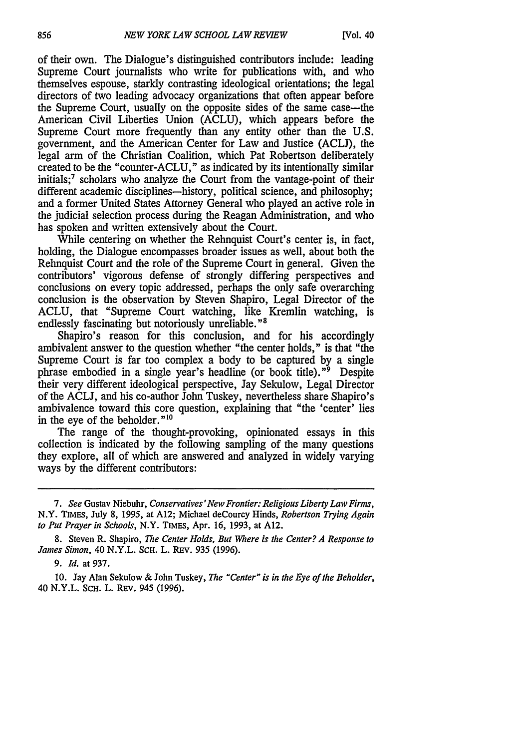of their own. The Dialogue's distinguished contributors include: leading Supreme Court journalists who write for publications with, and who themselves espouse, starkly contrasting ideological orientations; the legal directors of two leading advocacy organizations that often appear before the Supreme Court, usually on the opposite sides of the same case—the American Civil Liberties Union (ACLU), which appears before the Supreme Court more frequently than any entity other than the U.S. government, and the American Center for Law and Justice (ACLJ), the legal arm of the Christian Coalition, which Pat Robertson deliberately created to be the "counter-ACLU," as indicated by its intentionally similar initials;[7] scholars who analyze the Court from the vantage-point of their different academic disciplines—history, political science, and philosophy; and a former United States Attorney General who played an active role in the judicial selection process during the Reagan Administration, and who has spoken and written extensively about the Court.

While centering on whether the Rehnquist Court's center is, in fact, holding, the Dialogue encompasses broader issues as well, about both the Rehnquist Court and the role of the Supreme Court in general. Given the contributors' vigorous defense of strongly differing perspectives and conclusions on every topic addressed, perhaps the only safe overarching conclusion is the observation by Steven Shapiro, Legal Director of the ACLU, that "Supreme Court watching, like Kremlin watching, is endlessly fascinating but notoriously unreliable."[8]

Shapiro's reason for this conclusion, and for his accordingly ambivalent answer to the question whether "the center holds," is that "the Supreme Court is far too complex a body to be captured by a single phrase embodied in a single year's headline (or book title)."[9] Despite their very different ideological perspective, Jay Sekulow, Legal Director of the ACLJ, and his co-author John Tuskey, nevertheless share Shapiro's ambivalence toward this core question, explaining that "the 'center' lies in the eye of the beholder."[10]

The range of the thought-provoking, opinionated essays in this collection is indicated by the following sampling of the many questions they explore, all of which are answered and analyzed in widely varying ways by the different contributors:

---

7. *See* Gustav Niebuhr, *Conservatives' New Frontier: Religious Liberty Law Firms*, N.Y. TIMES, July 8, 1995, at A12; Michael deCourcy Hinds, *Robertson Trying Again to Put Prayer in Schools*, N.Y. TIMES, Apr. 16, 1993, at A12.

8. Steven R. Shapiro, *The Center Holds, But Where is the Center? A Response to James Simon*, 40 N.Y.L. SCH. L. REV. 935 (1996).

9. *Id.* at 937.

10. Jay Alan Sekulow & John Tuskey, *The "Center" is in the Eye of the Beholder*, 40 N.Y.L. SCH. L. REV. 945 (1996).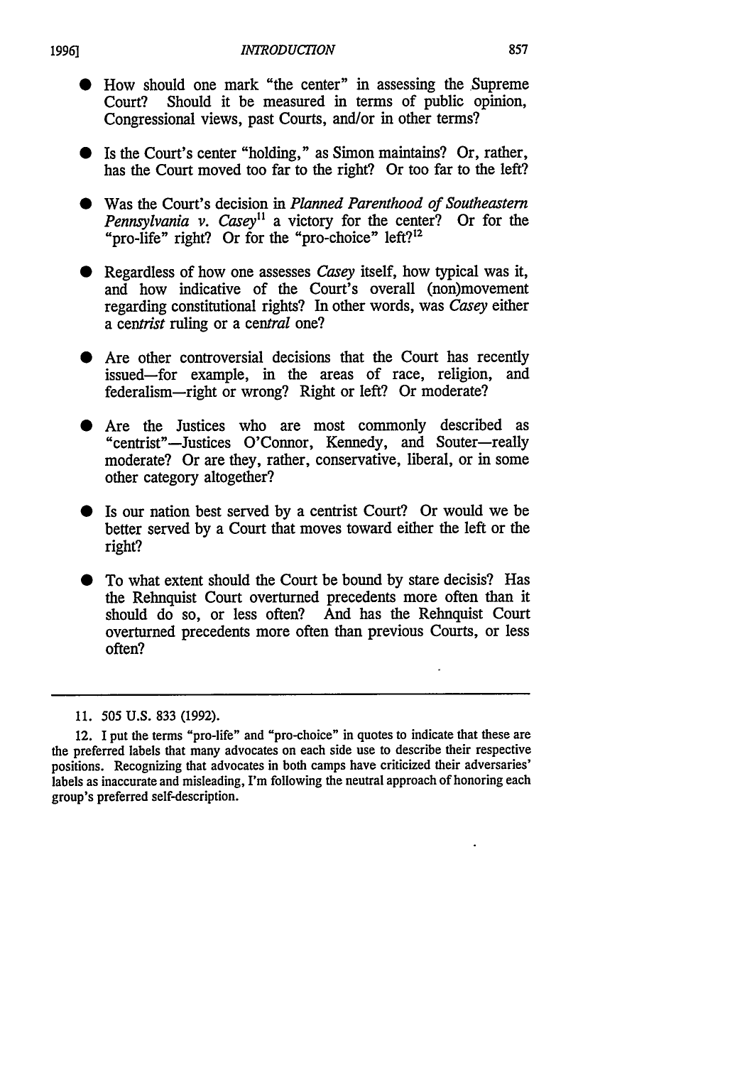- How should one mark "the center" in assessing the Supreme Court? Should it be measured in terms of public opinion, Congressional views, past Courts, and/or in other terms?

- Is the Court's center "holding," as Simon maintains? Or, rather, has the Court moved too far to the right? Or too far to the left?

- Was the Court's decision in *Planned Parenthood of Southeastern Pennsylvania v. Casey*[11] a victory for the center? Or for the "pro-life" right? Or for the "pro-choice" left?[12]

- Regardless of how one assesses *Casey* itself, how typical was it, and how indicative of the Court's overall (non)movement regarding constitutional rights? In other words, was *Casey* either a cen*trist* ruling or a cen*tral* one?

- Are other controversial decisions that the Court has recently issued—for example, in the areas of race, religion, and federalism—right or wrong? Right or left? Or moderate?

- Are the Justices who are most commonly described as "centrist"—Justices O'Connor, Kennedy, and Souter—really moderate? Or are they, rather, conservative, liberal, or in some other category altogether?

- Is our nation best served by a centrist Court? Or would we be better served by a Court that moves toward either the left or the right?

- To what extent should the Court be bound by stare decisis? Has the Rehnquist Court overturned precedents more often than it should do so, or less often? And has the Rehnquist Court overturned precedents more often than previous Courts, or less often?

---

11. 505 U.S. 833 (1992).

12. I put the terms "pro-life" and "pro-choice" in quotes to indicate that these are the preferred labels that many advocates on each side use to describe their respective positions. Recognizing that advocates in both camps have criticized their adversaries' labels as inaccurate and misleading, I'm following the neutral approach of honoring each group's preferred self-description.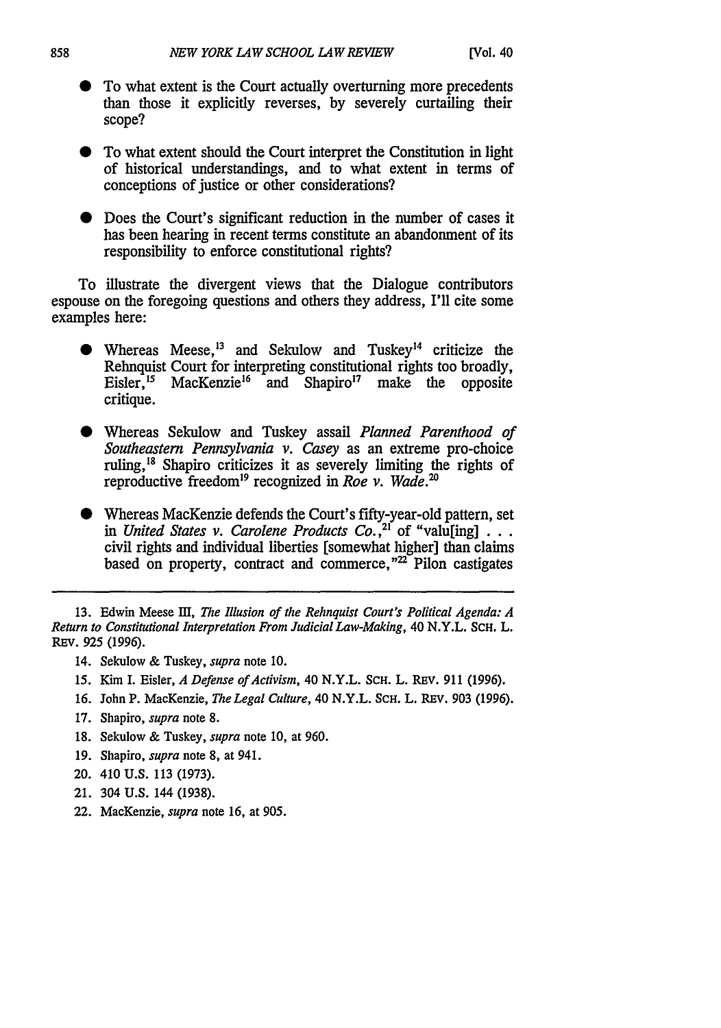- To what extent is the Court actually overturning more precedents than those it explicitly reverses, by severely curtailing their scope?

- To what extent should the Court interpret the Constitution in light of historical understandings, and to what extent in terms of conceptions of justice or other considerations?

- Does the Court's significant reduction in the number of cases it has been hearing in recent terms constitute an abandonment of its responsibility to enforce constitutional rights?

To illustrate the divergent views that the Dialogue contributors espouse on the foregoing questions and others they address, I'll cite some examples here:

- Whereas Meese,[13] and Sekulow and Tuskey[14] criticize the Rehnquist Court for interpreting constitutional rights too broadly, Eisler,[15] MacKenzie[16] and Shapiro[17] make the opposite critique.

- Whereas Sekulow and Tuskey assail *Planned Parenthood of Southeastern Pennsylvania v. Casey* as an extreme pro-choice ruling,[18] Shapiro criticizes it as severely limiting the rights of reproductive freedom[19] recognized in *Roe v. Wade*.[20]

- Whereas MacKenzie defends the Court's fifty-year-old pattern, set in *United States v. Carolene Products Co.*,[21] of "valu[ing] . . . civil rights and individual liberties [somewhat higher] than claims based on property, contract and commerce,"[22] Pilon castigates

---

13. Edwin Meese III, *The Illusion of the Rehnquist Court's Political Agenda: A Return to Constitutional Interpretation From Judicial Law-Making*, 40 N.Y.L. SCH. L. REV. 925 (1996).

14. Sekulow & Tuskey, *supra* note 10.

15. Kim I. Eisler, *A Defense of Activism*, 40 N.Y.L. SCH. L. REV. 911 (1996).

16. John P. MacKenzie, *The Legal Culture*, 40 N.Y.L. SCH. L. REV. 903 (1996).

17. Shapiro, *supra* note 8.

18. Sekulow & Tuskey, *supra* note 10, at 960.

19. Shapiro, *supra* note 8, at 941.

20. 410 U.S. 113 (1973).

21. 304 U.S. 144 (1938).

22. MacKenzie, *supra* note 16, at 905.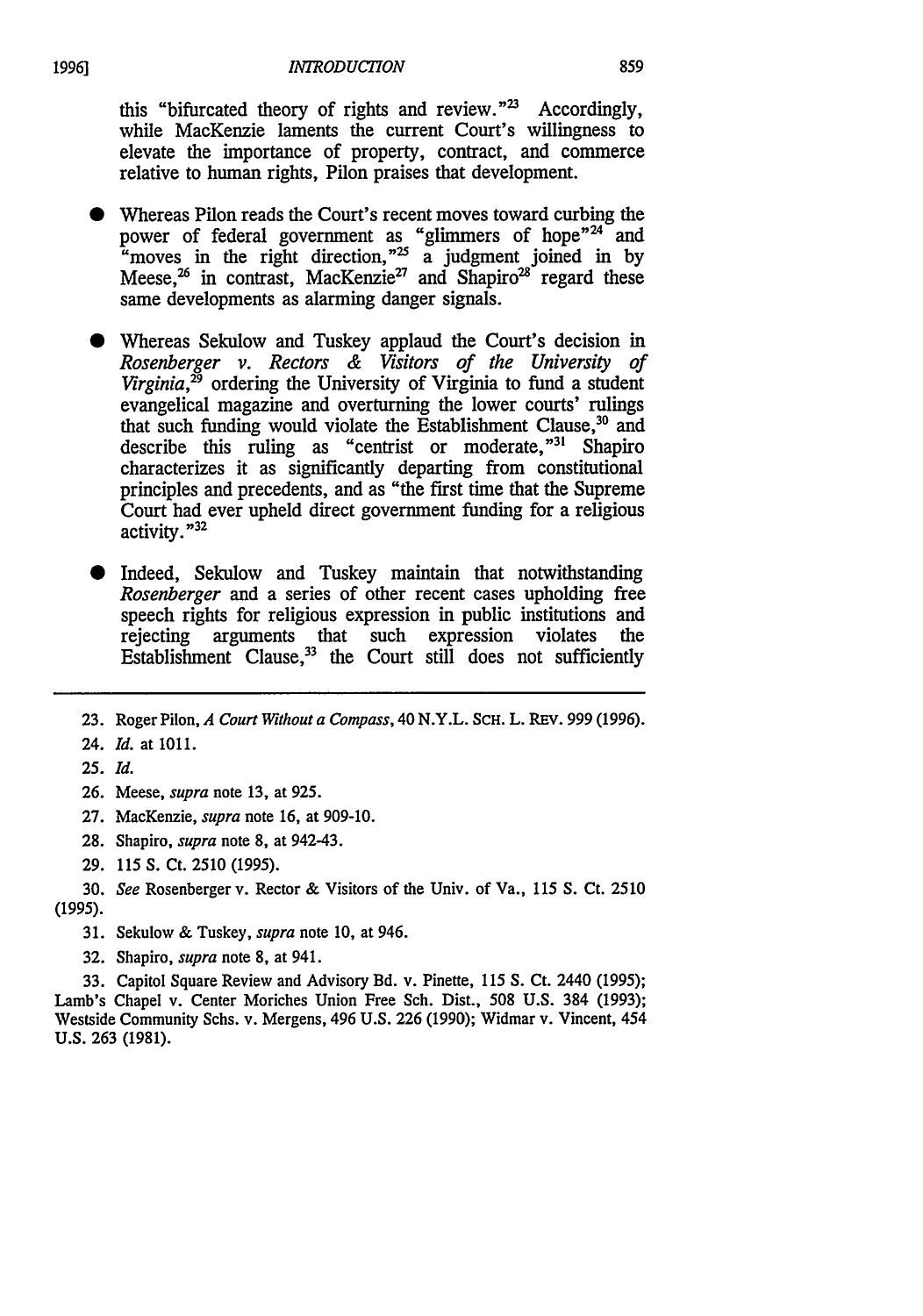this "bifurcated theory of rights and review."[23] Accordingly, while MacKenzie laments the current Court's willingness to elevate the importance of property, contract, and commerce relative to human rights, Pilon praises that development.

- Whereas Pilon reads the Court's recent moves toward curbing the power of federal government as "glimmers of hope"[24] and "moves in the right direction,"[25] a judgment joined in by Meese,[26] in contrast, MacKenzie[27] and Shapiro[28] regard these same developments as alarming danger signals.

- Whereas Sekulow and Tuskey applaud the Court's decision in *Rosenberger v. Rectors & Visitors of the University of Virginia*,[29] ordering the University of Virginia to fund a student evangelical magazine and overturning the lower courts' rulings that such funding would violate the Establishment Clause,[30] and describe this ruling as "centrist or moderate,"[31] Shapiro characterizes it as significantly departing from constitutional principles and precedents, and as "the first time that the Supreme Court had ever upheld direct government funding for a religious activity."[32]

- Indeed, Sekulow and Tuskey maintain that notwithstanding *Rosenberger* and a series of other recent cases upholding free speech rights for religious expression in public institutions and rejecting arguments that such expression violates the Establishment Clause,[33] the Court still does not sufficiently

---

23. Roger Pilon, *A Court Without a Compass*, 40 N.Y.L. SCH. L. REV. 999 (1996).

24. *Id.* at 1011.

25. *Id.*

26. Meese, *supra* note 13, at 925.

27. MacKenzie, *supra* note 16, at 909-10.

28. Shapiro, *supra* note 8, at 942-43.

29. 115 S. Ct. 2510 (1995).

30. *See* Rosenberger v. Rector & Visitors of the Univ. of Va., 115 S. Ct. 2510 (1995).

31. Sekulow & Tuskey, *supra* note 10, at 946.

32. Shapiro, *supra* note 8, at 941.

33. Capitol Square Review and Advisory Bd. v. Pinette, 115 S. Ct. 2440 (1995); Lamb's Chapel v. Center Moriches Union Free Sch. Dist., 508 U.S. 384 (1993); Westside Community Schs. v. Mergens, 496 U.S. 226 (1990); Widmar v. Vincent, 454 U.S. 263 (1981).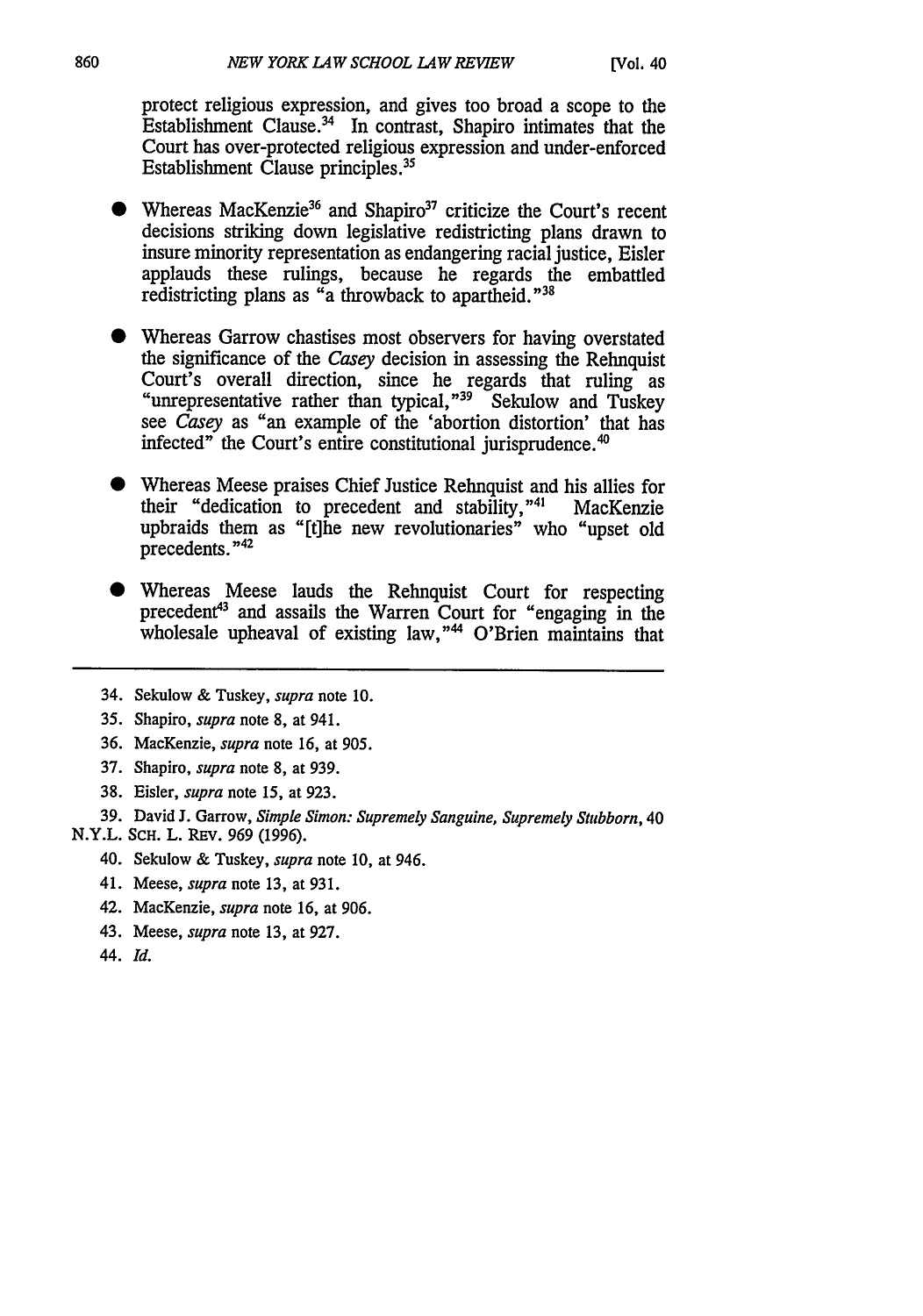protect religious expression, and gives too broad a scope to the Establishment Clause.[34] In contrast, Shapiro intimates that the Court has over-protected religious expression and under-enforced Establishment Clause principles.[35]

- Whereas MacKenzie[36] and Shapiro[37] criticize the Court's recent decisions striking down legislative redistricting plans drawn to insure minority representation as endangering racial justice, Eisler applauds these rulings, because he regards the embattled redistricting plans as "a throwback to apartheid."[38]

- Whereas Garrow chastises most observers for having overstated the significance of the *Casey* decision in assessing the Rehnquist Court's overall direction, since he regards that ruling as "unrepresentative rather than typical,"[39] Sekulow and Tuskey see *Casey* as "an example of the 'abortion distortion' that has infected" the Court's entire constitutional jurisprudence.[40]

- Whereas Meese praises Chief Justice Rehnquist and his allies for their "dedication to precedent and stability,"[41] MacKenzie upbraids them as "[t]he new revolutionaries" who "upset old precedents."[42]

- Whereas Meese lauds the Rehnquist Court for respecting precedent[43] and assails the Warren Court for "engaging in the wholesale upheaval of existing law,"[44] O'Brien maintains that

---

34. Sekulow & Tuskey, *supra* note 10.

35. Shapiro, *supra* note 8, at 941.

36. MacKenzie, *supra* note 16, at 905.

37. Shapiro, *supra* note 8, at 939.

38. Eisler, *supra* note 15, at 923.

39. David J. Garrow, *Simple Simon: Supremely Sanguine, Supremely Stubborn*, 40 N.Y.L. SCH. L. REV. 969 (1996).

40. Sekulow & Tuskey, *supra* note 10, at 946.

41. Meese, *supra* note 13, at 931.

42. MacKenzie, *supra* note 16, at 906.

43. Meese, *supra* note 13, at 927.

44. *Id.*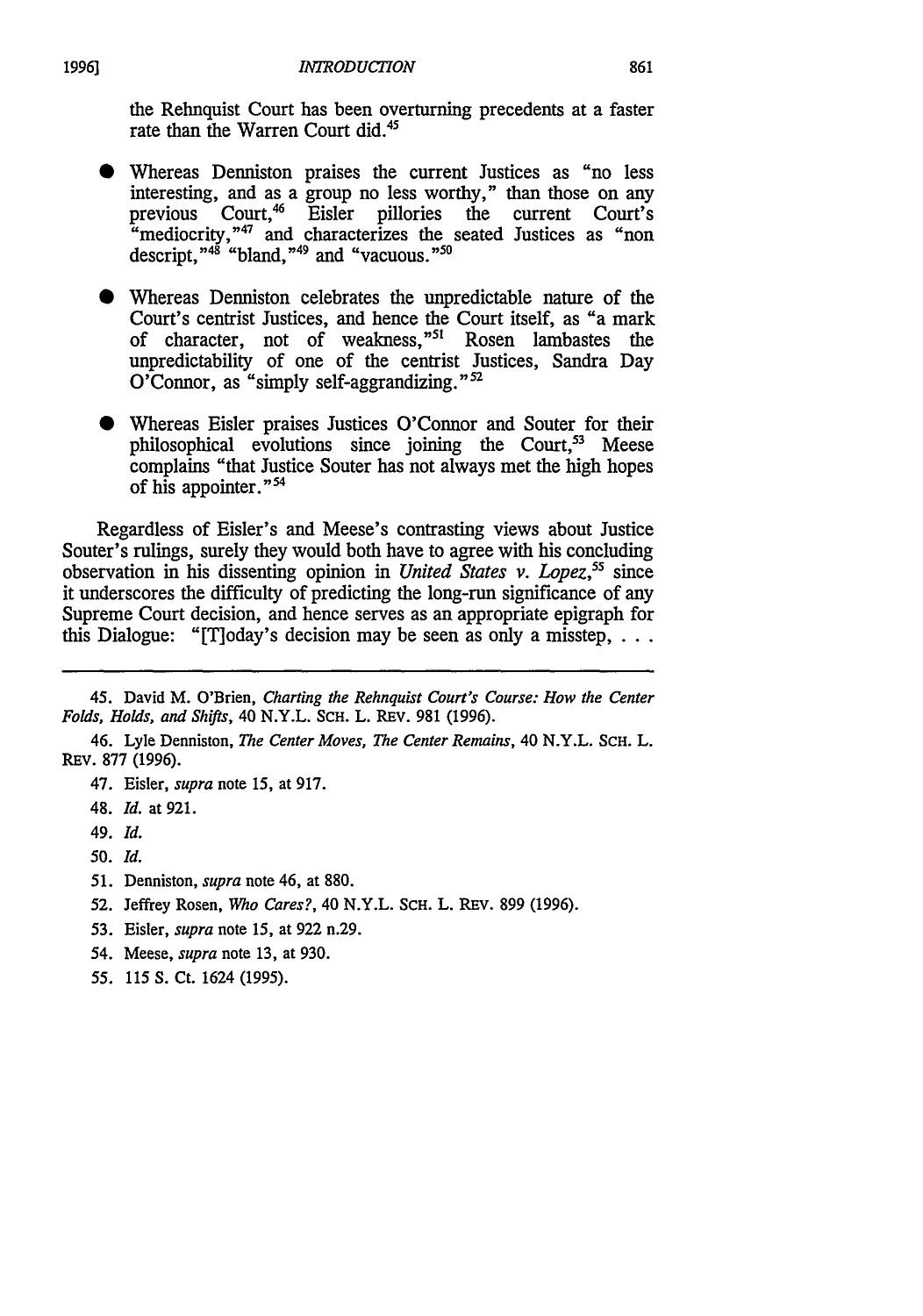the Rehnquist Court has been overturning precedents at a faster rate than the Warren Court did.[45]

- Whereas Denniston praises the current Justices as "no less interesting, and as a group no less worthy," than those on any previous Court,[46] Eisler pillories the current Court's "mediocrity,"[47] and characterizes the seated Justices as "non descript,"[48] "bland,"[49] and "vacuous."[50]

- Whereas Denniston celebrates the unpredictable nature of the Court's centrist Justices, and hence the Court itself, as "a mark of character, not of weakness,"[51] Rosen lambastes the unpredictability of one of the centrist Justices, Sandra Day O'Connor, as "simply self-aggrandizing."[52]

- Whereas Eisler praises Justices O'Connor and Souter for their philosophical evolutions since joining the Court,[53] Meese complains "that Justice Souter has not always met the high hopes of his appointer."[54]

Regardless of Eisler's and Meese's contrasting views about Justice Souter's rulings, surely they would both have to agree with his concluding observation in his dissenting opinion in *United States v. Lopez*,[55] since it underscores the difficulty of predicting the long-run significance of any Supreme Court decision, and hence serves as an appropriate epigraph for this Dialogue: "[T]oday's decision may be seen as only a misstep, . . .

---

45. David M. O'Brien, *Charting the Rehnquist Court's Course: How the Center Folds, Holds, and Shifts*, 40 N.Y.L. SCH. L. REV. 981 (1996).

46. Lyle Denniston, *The Center Moves, The Center Remains*, 40 N.Y.L. SCH. L. REV. 877 (1996).

47. Eisler, *supra* note 15, at 917.

48. *Id.* at 921.

49. *Id.*

50. *Id.*

51. Denniston, *supra* note 46, at 880.

52. Jeffrey Rosen, *Who Cares?*, 40 N.Y.L. SCH. L. REV. 899 (1996).

53. Eisler, *supra* note 15, at 922 n.29.

54. Meese, *supra* note 13, at 930.

55. 115 S. Ct. 1624 (1995).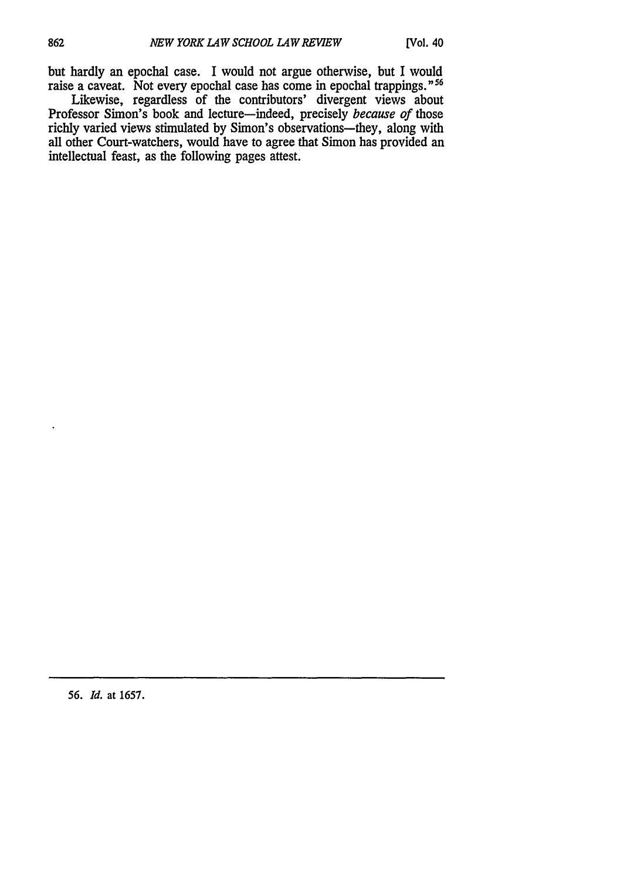but hardly an epochal case. I would not argue otherwise, but I would raise a caveat. Not every epochal case has come in epochal trappings."[56]

Likewise, regardless of the contributors' divergent views about Professor Simon's book and lecture—indeed, precisely *because of* those richly varied views stimulated by Simon's observations—they, along with all other Court-watchers, would have to agree that Simon has provided an intellectual feast, as the following pages attest.

---

56. *Id.* at 1657.